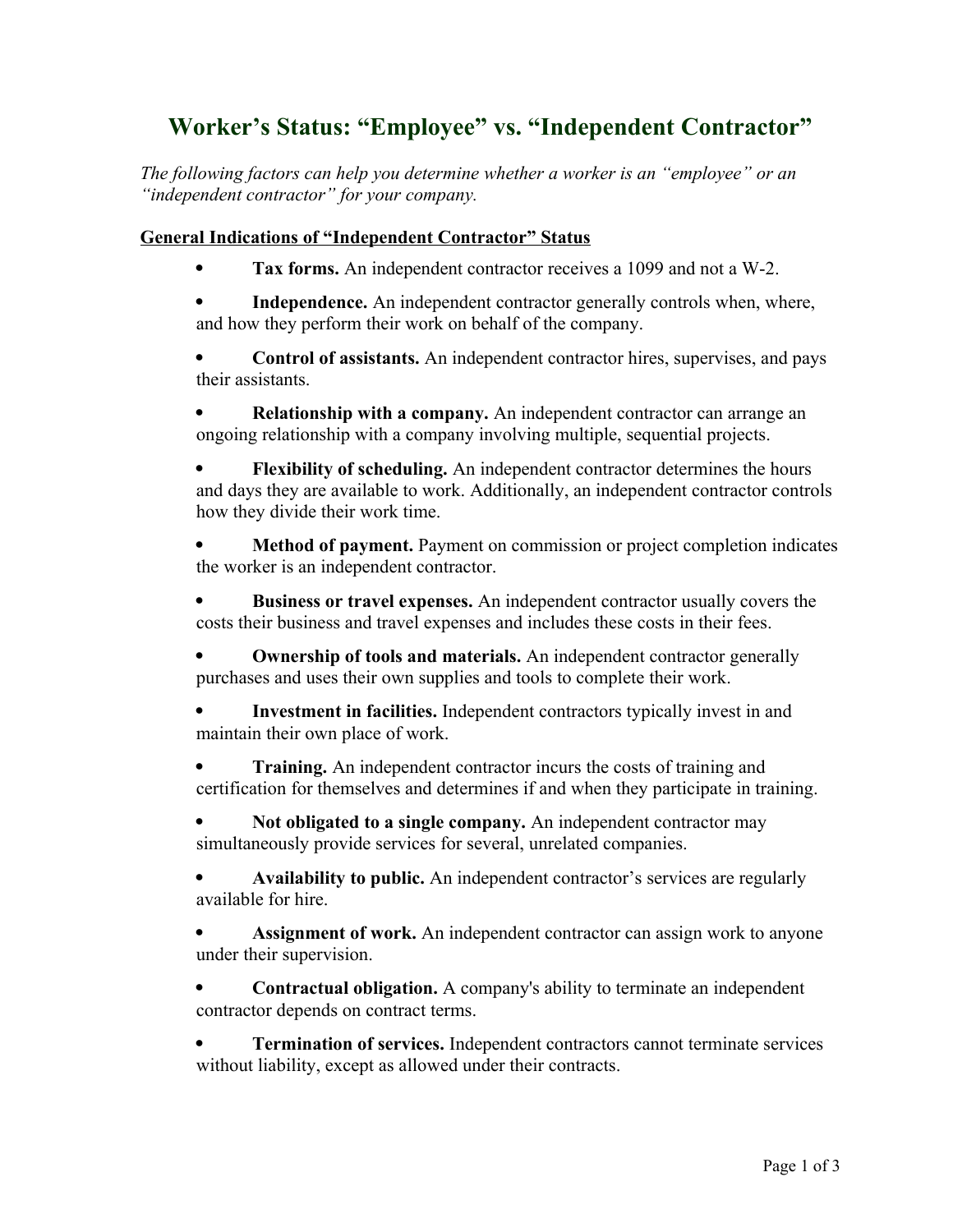# Worker's Status: "Employee" vs. "Independent Contractor"

*The following factors can help you determine whether a worker is an "employee" or an "independent contractor" for your company.*

## General Indications of "Independent Contractor" Status

- **Tax forms.** An independent contractor receives a 1099 and not a W-2.
- **Independence.** An independent contractor generally controls when, where, and how they perform their work on behalf of the company.
- **Control of assistants.** An independent contractor hires, supervises, and pays their assistants.
- **Relationship with a company.** An independent contractor can arrange an ongoing relationship with a company involving multiple, sequential projects.
- **Flexibility of scheduling.** An independent contractor determines the hours and days they are available to work. Additionally, an independent contractor controls how they divide their work time.
- **Method of payment.** Payment on commission or project completion indicates the worker is an independent contractor.
- **Business or travel expenses.** An independent contractor usually covers the costs their business and travel expenses and includes these costs in their fees.
- **Ownership of tools and materials.** An independent contractor generally purchases and uses their own supplies and tools to complete their work.
- **Investment in facilities.** Independent contractors typically invest in and maintain their own place of work.
- **Training.** An independent contractor incurs the costs of training and certification for themselves and determines if and when they participate in training.
- **Not obligated to a single company.** An independent contractor may simultaneously provide services for several, unrelated companies.
- **Availability to public.** An independent contractor's services are regularly available for hire.
- **Assignment of work.** An independent contractor can assign work to anyone under their supervision.
- **Contractual obligation.** A company's ability to terminate an independent contractor depends on contract terms.
- **Termination of services.** Independent contractors cannot terminate services without liability, except as allowed under their contracts.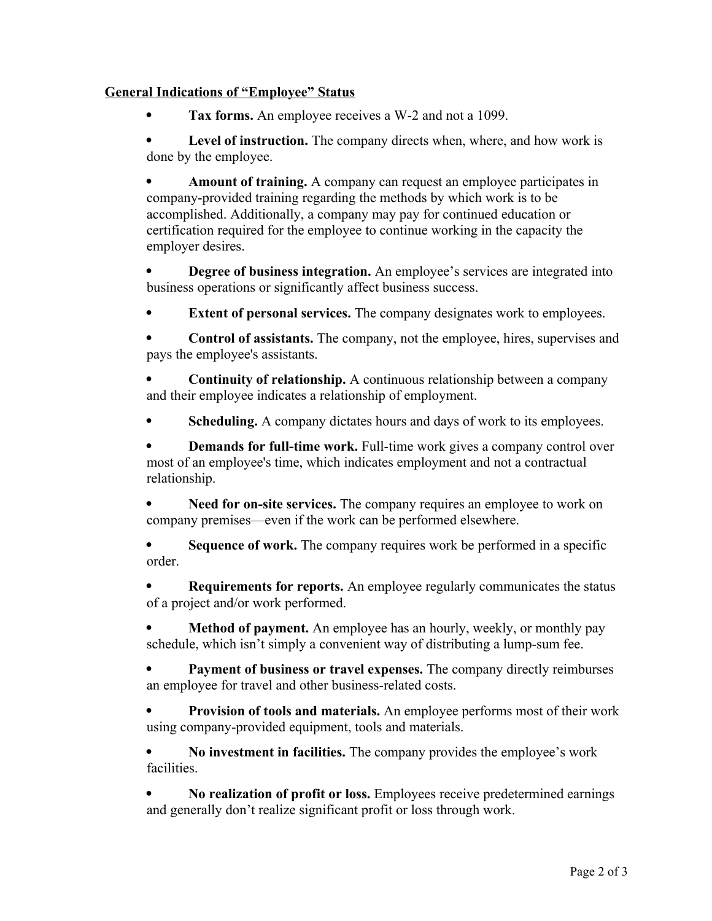**General Indications of "Employee" Status**

- **Tax forms.** An employee receives a W-2 and not a 1099.
- **Level of instruction.** The company directs when, where, and how work is done by the employee.
- **Amount of training.** A company can request an employee participates in company-provided training regarding the methods by which work is to be accomplished. Additionally, a company may pay for continued education or certification required for the employee to continue working in the capacity the employer desires.
- **Degree of business integration.** An employee's services are integrated into business operations or significantly affect business success.
- **Extent of personal services.** The company designates work to employees.
- **Control of assistants.** The company, not the employee, hires, supervises and pays the employee's assistants.
- **Continuity of relationship.** A continuous relationship between a company and their employee indicates a relationship of employment.
- **Scheduling.** A company dictates hours and days of work to its employees.
- **Demands for full-time work.** Full-time work gives a company control over most of an employee's time, which indicates employment and not a contractual relationship.
- **Need for on-site services.** The company requires an employee to work on company premises—even if the work can be performed elsewhere.
- **Sequence of work.** The company requires work be performed in a specific order.
- **Requirements for reports.** An employee regularly communicates the status of a project and/or work performed.
- **Method of payment.** An employee has an hourly, weekly, or monthly pay schedule, which isn't simply a convenient way of distributing a lump-sum fee.
- **Payment of business or travel expenses.** The company directly reimburses an employee for travel and other business-related costs.
- **Provision of tools and materials.** An employee performs most of their work using company-provided equipment, tools and materials.
- **No investment in facilities.** The company provides the employee's work facilities.
- **No realization of profit or loss.** Employees receive predetermined earnings and generally don't realize significant profit or loss through work.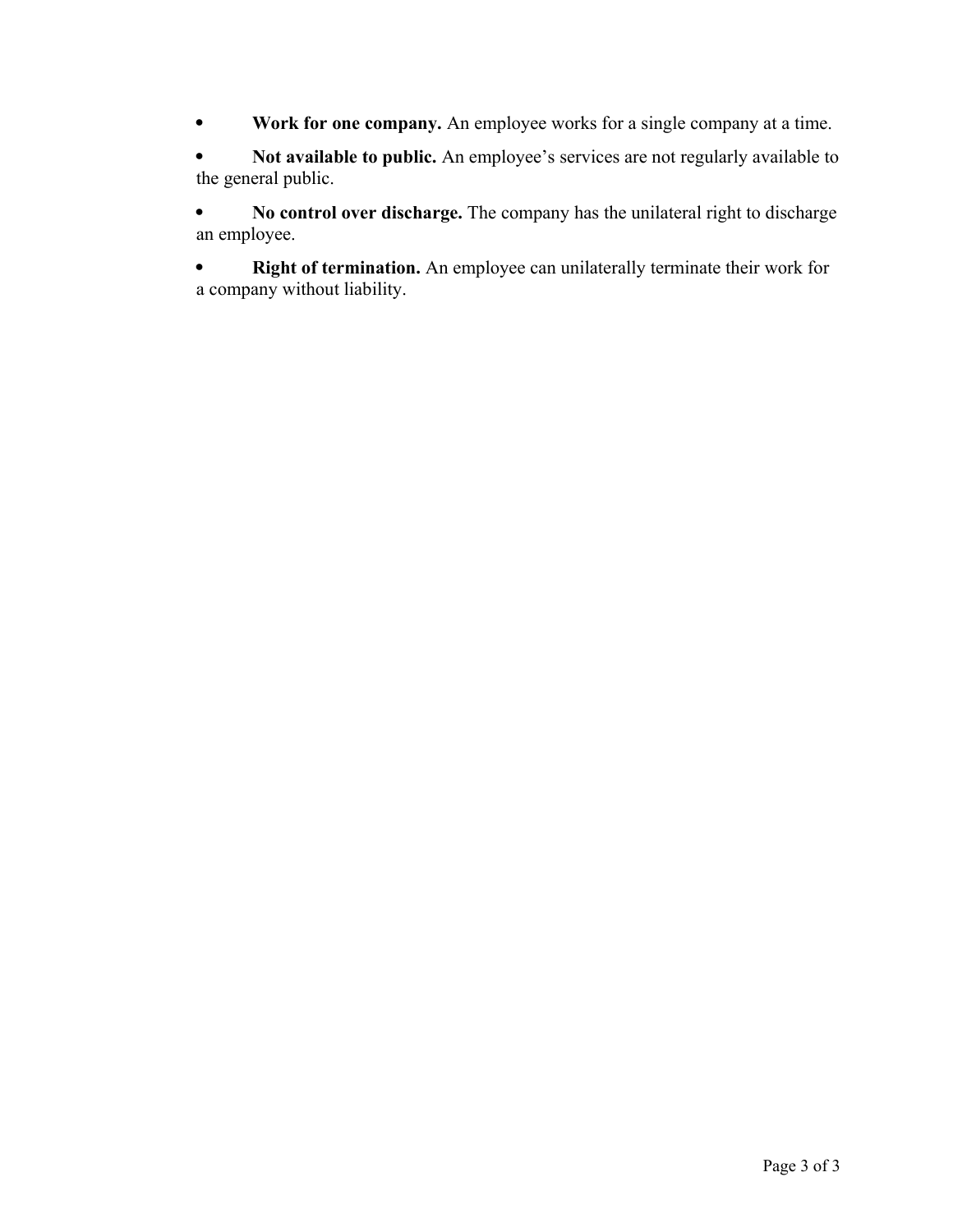- **Work for one company.** An employee works for a single company at a time.
- **Not available to public.** An employee's services are not regularly available to the general public.
- **No control over discharge.** The company has the unilateral right to discharge an employee.
- **Right of termination.** An employee can unilaterally terminate their work for a company without liability.